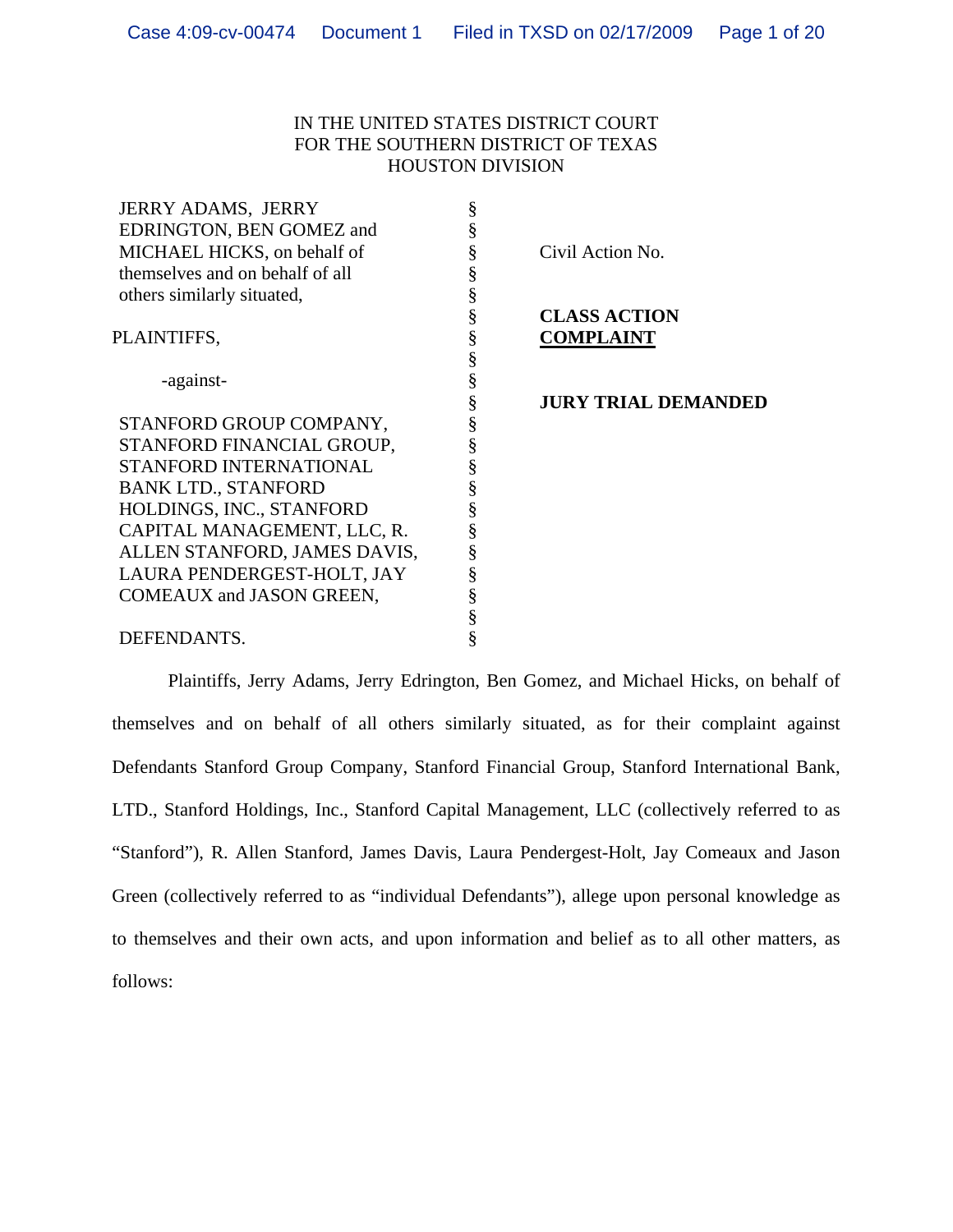IN THE UNITED STATES DISTRICT COURT
FOR THE SOUTHERN DISTRICT OF TEXAS
HOUSTON DIVISION

| | | |
|---|---|---|
| JERRY ADAMS, JERRY EDRINGTON, BEN GOMEZ and MICHAEL HICKS, on behalf of themselves and on behalf of all others similarly situated, | § | Civil Action No. |
| PLAINTIFFS, | § | **CLASS ACTION <u>COMPLAINT</u>** |
| -against- | § | **JURY TRIAL DEMANDED** |
| STANFORD GROUP COMPANY, STANFORD FINANCIAL GROUP, STANFORD INTERNATIONAL BANK LTD., STANFORD HOLDINGS, INC., STANFORD CAPITAL MANAGEMENT, LLC, R. ALLEN STANFORD, JAMES DAVIS, LAURA PENDERGEST-HOLT, JAY COMEAUX and JASON GREEN, | § | |
| DEFENDANTS. | § | |

Plaintiffs, Jerry Adams, Jerry Edrington, Ben Gomez, and Michael Hicks, on behalf of themselves and on behalf of all others similarly situated, as for their complaint against Defendants Stanford Group Company, Stanford Financial Group, Stanford International Bank, LTD., Stanford Holdings, Inc., Stanford Capital Management, LLC (collectively referred to as "Stanford"), R. Allen Stanford, James Davis, Laura Pendergest-Holt, Jay Comeaux and Jason Green (collectively referred to as "individual Defendants"), allege upon personal knowledge as to themselves and their own acts, and upon information and belief as to all other matters, as follows: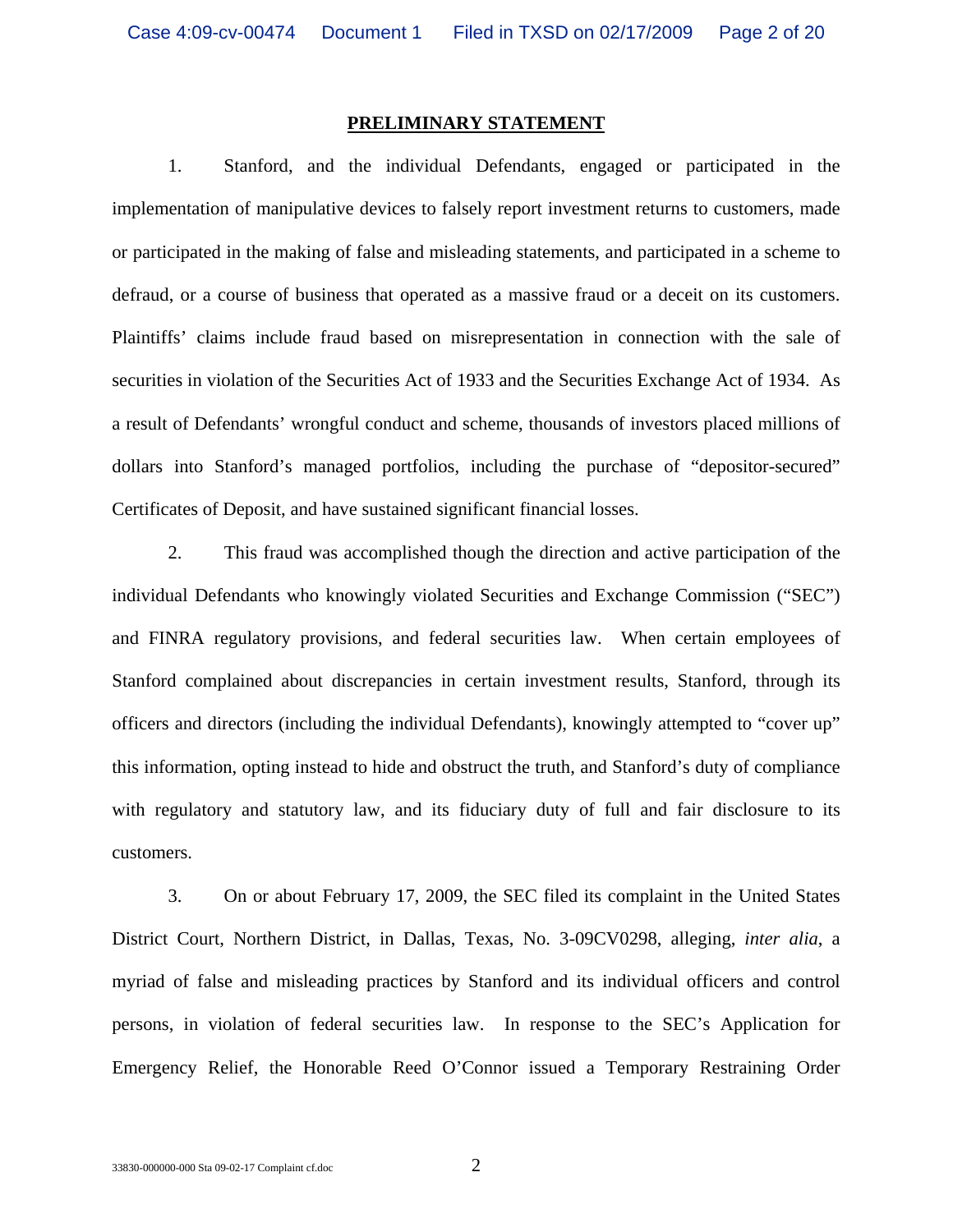## PRELIMINARY STATEMENT

1. Stanford, and the individual Defendants, engaged or participated in the implementation of manipulative devices to falsely report investment returns to customers, made or participated in the making of false and misleading statements, and participated in a scheme to defraud, or a course of business that operated as a massive fraud or a deceit on its customers. Plaintiffs' claims include fraud based on misrepresentation in connection with the sale of securities in violation of the Securities Act of 1933 and the Securities Exchange Act of 1934. As a result of Defendants' wrongful conduct and scheme, thousands of investors placed millions of dollars into Stanford's managed portfolios, including the purchase of "depositor-secured" Certificates of Deposit, and have sustained significant financial losses.

2. This fraud was accomplished though the direction and active participation of the individual Defendants who knowingly violated Securities and Exchange Commission ("SEC") and FINRA regulatory provisions, and federal securities law. When certain employees of Stanford complained about discrepancies in certain investment results, Stanford, through its officers and directors (including the individual Defendants), knowingly attempted to "cover up" this information, opting instead to hide and obstruct the truth, and Stanford's duty of compliance with regulatory and statutory law, and its fiduciary duty of full and fair disclosure to its customers.

3. On or about February 17, 2009, the SEC filed its complaint in the United States District Court, Northern District, in Dallas, Texas, No. 3-09CV0298, alleging, *inter alia*, a myriad of false and misleading practices by Stanford and its individual officers and control persons, in violation of federal securities law. In response to the SEC's Application for Emergency Relief, the Honorable Reed O'Connor issued a Temporary Restraining Order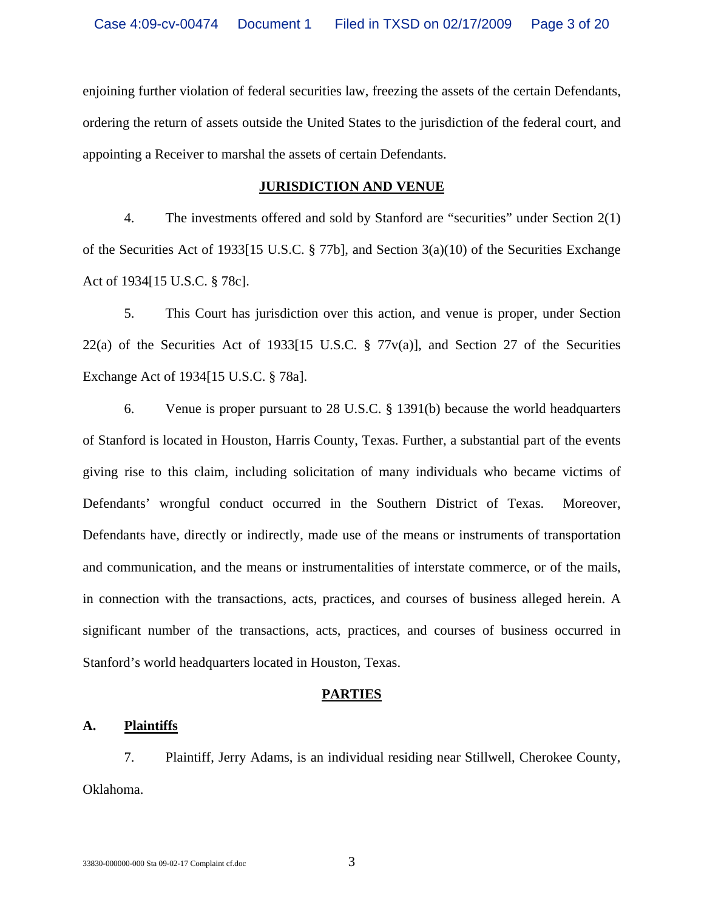enjoining further violation of federal securities law, freezing the assets of the certain Defendants, ordering the return of assets outside the United States to the jurisdiction of the federal court, and appointing a Receiver to marshal the assets of certain Defendants.

## JURISDICTION AND VENUE

4. The investments offered and sold by Stanford are "securities" under Section 2(1) of the Securities Act of 1933[15 U.S.C. § 77b], and Section 3(a)(10) of the Securities Exchange Act of 1934[15 U.S.C. § 78c].

5. This Court has jurisdiction over this action, and venue is proper, under Section 22(a) of the Securities Act of 1933[15 U.S.C. § 77v(a)], and Section 27 of the Securities Exchange Act of 1934[15 U.S.C. § 78a].

6. Venue is proper pursuant to 28 U.S.C. § 1391(b) because the world headquarters of Stanford is located in Houston, Harris County, Texas. Further, a substantial part of the events giving rise to this claim, including solicitation of many individuals who became victims of Defendants' wrongful conduct occurred in the Southern District of Texas. Moreover, Defendants have, directly or indirectly, made use of the means or instruments of transportation and communication, and the means or instrumentalities of interstate commerce, or of the mails, in connection with the transactions, acts, practices, and courses of business alleged herein. A significant number of the transactions, acts, practices, and courses of business occurred in Stanford's world headquarters located in Houston, Texas.

## PARTIES

### A. Plaintiffs

7. Plaintiff, Jerry Adams, is an individual residing near Stillwell, Cherokee County, Oklahoma.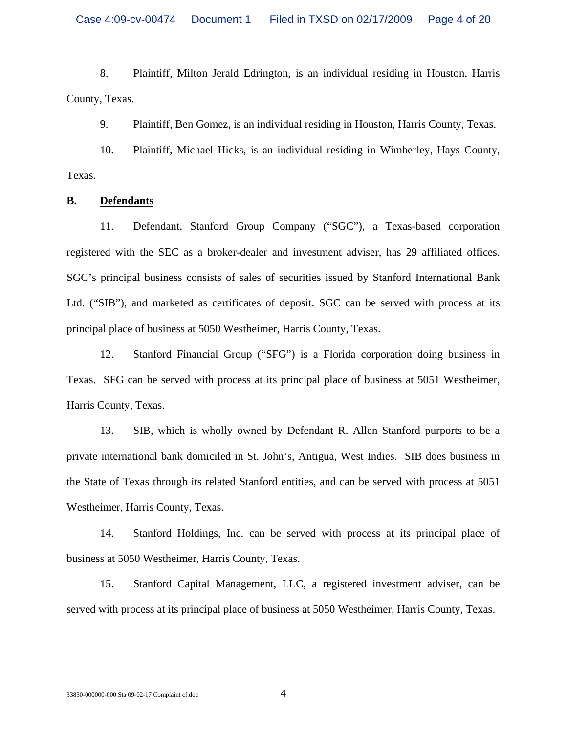8. Plaintiff, Milton Jerald Edrington, is an individual residing in Houston, Harris County, Texas.

9. Plaintiff, Ben Gomez, is an individual residing in Houston, Harris County, Texas.

10. Plaintiff, Michael Hicks, is an individual residing in Wimberley, Hays County, Texas.

**B. Defendants**

11. Defendant, Stanford Group Company ("SGC"), a Texas-based corporation registered with the SEC as a broker-dealer and investment adviser, has 29 affiliated offices. SGC's principal business consists of sales of securities issued by Stanford International Bank Ltd. ("SIB"), and marketed as certificates of deposit. SGC can be served with process at its principal place of business at 5050 Westheimer, Harris County, Texas.

12. Stanford Financial Group ("SFG") is a Florida corporation doing business in Texas. SFG can be served with process at its principal place of business at 5051 Westheimer, Harris County, Texas.

13. SIB, which is wholly owned by Defendant R. Allen Stanford purports to be a private international bank domiciled in St. John's, Antigua, West Indies. SIB does business in the State of Texas through its related Stanford entities, and can be served with process at 5051 Westheimer, Harris County, Texas.

14. Stanford Holdings, Inc. can be served with process at its principal place of business at 5050 Westheimer, Harris County, Texas.

15. Stanford Capital Management, LLC, a registered investment adviser, can be served with process at its principal place of business at 5050 Westheimer, Harris County, Texas.

33830-000000-000 Sta 09-02-17 Complaint cf.doc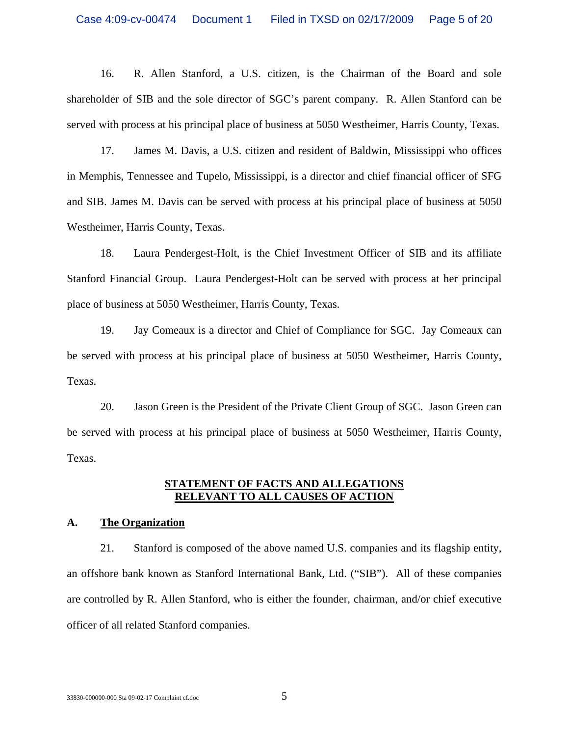16. R. Allen Stanford, a U.S. citizen, is the Chairman of the Board and sole shareholder of SIB and the sole director of SGC's parent company. R. Allen Stanford can be served with process at his principal place of business at 5050 Westheimer, Harris County, Texas.

17. James M. Davis, a U.S. citizen and resident of Baldwin, Mississippi who offices in Memphis, Tennessee and Tupelo, Mississippi, is a director and chief financial officer of SFG and SIB. James M. Davis can be served with process at his principal place of business at 5050 Westheimer, Harris County, Texas.

18. Laura Pendergest-Holt, is the Chief Investment Officer of SIB and its affiliate Stanford Financial Group. Laura Pendergest-Holt can be served with process at her principal place of business at 5050 Westheimer, Harris County, Texas.

19. Jay Comeaux is a director and Chief of Compliance for SGC. Jay Comeaux can be served with process at his principal place of business at 5050 Westheimer, Harris County, Texas.

20. Jason Green is the President of the Private Client Group of SGC. Jason Green can be served with process at his principal place of business at 5050 Westheimer, Harris County, Texas.

## STATEMENT OF FACTS AND ALLEGATIONS RELEVANT TO ALL CAUSES OF ACTION

### A. The Organization

21. Stanford is composed of the above named U.S. companies and its flagship entity, an offshore bank known as Stanford International Bank, Ltd. ("SIB"). All of these companies are controlled by R. Allen Stanford, who is either the founder, chairman, and/or chief executive officer of all related Stanford companies.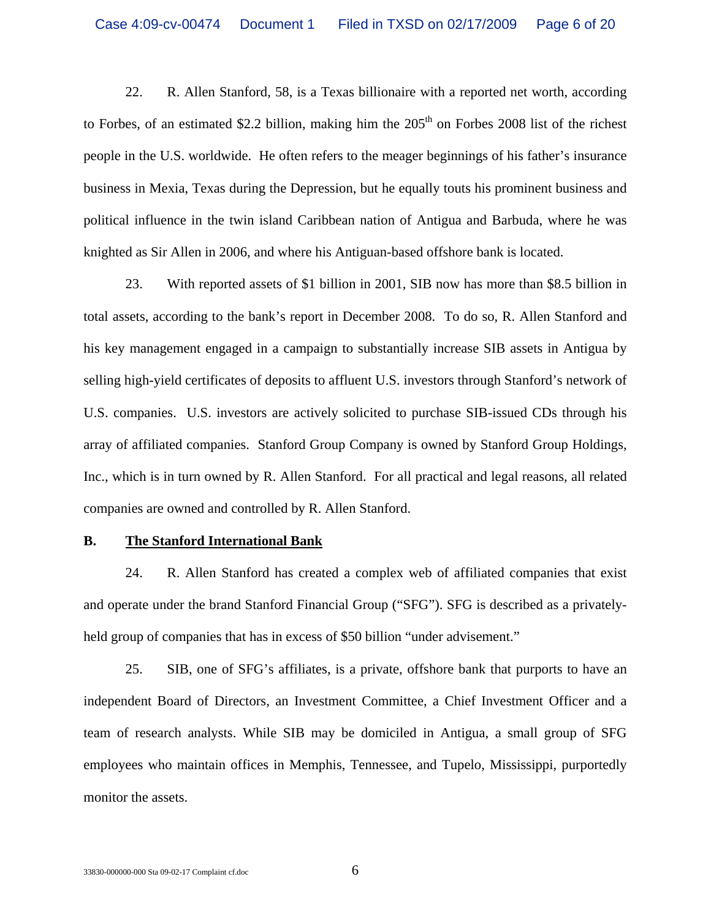22. R. Allen Stanford, 58, is a Texas billionaire with a reported net worth, according to Forbes, of an estimated $2.2 billion, making him the 205th on Forbes 2008 list of the richest people in the U.S. worldwide. He often refers to the meager beginnings of his father's insurance business in Mexia, Texas during the Depression, but he equally touts his prominent business and political influence in the twin island Caribbean nation of Antigua and Barbuda, where he was knighted as Sir Allen in 2006, and where his Antiguan-based offshore bank is located.

23. With reported assets of $1 billion in 2001, SIB now has more than $8.5 billion in total assets, according to the bank's report in December 2008. To do so, R. Allen Stanford and his key management engaged in a campaign to substantially increase SIB assets in Antigua by selling high-yield certificates of deposits to affluent U.S. investors through Stanford's network of U.S. companies. U.S. investors are actively solicited to purchase SIB-issued CDs through his array of affiliated companies. Stanford Group Company is owned by Stanford Group Holdings, Inc., which is in turn owned by R. Allen Stanford. For all practical and legal reasons, all related companies are owned and controlled by R. Allen Stanford.

**B. <u>The Stanford International Bank</u>**

24. R. Allen Stanford has created a complex web of affiliated companies that exist and operate under the brand Stanford Financial Group ("SFG"). SFG is described as a privately-held group of companies that has in excess of $50 billion "under advisement."

25. SIB, one of SFG's affiliates, is a private, offshore bank that purports to have an independent Board of Directors, an Investment Committee, a Chief Investment Officer and a team of research analysts. While SIB may be domiciled in Antigua, a small group of SFG employees who maintain offices in Memphis, Tennessee, and Tupelo, Mississippi, purportedly monitor the assets.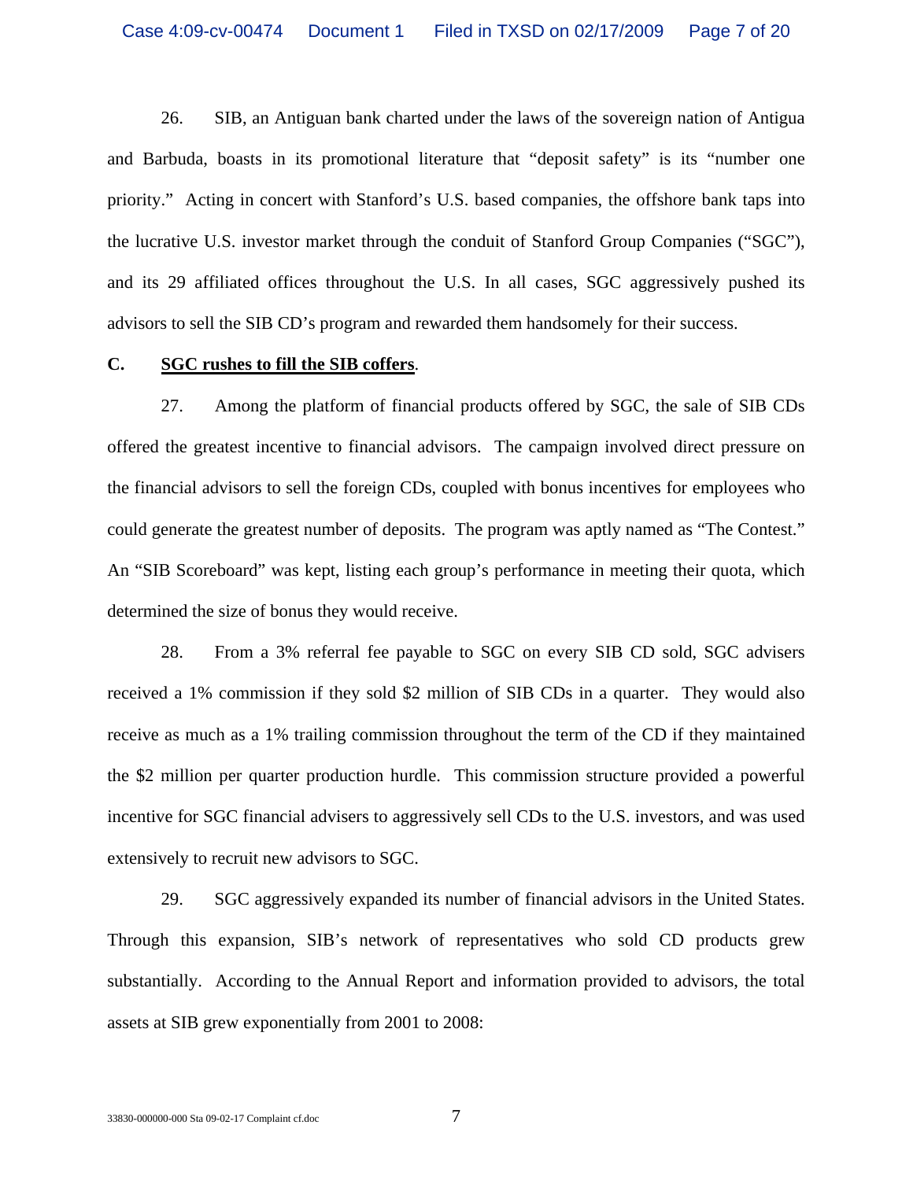26. SIB, an Antiguan bank charted under the laws of the sovereign nation of Antigua and Barbuda, boasts in its promotional literature that "deposit safety" is its "number one priority." Acting in concert with Stanford's U.S. based companies, the offshore bank taps into the lucrative U.S. investor market through the conduit of Stanford Group Companies ("SGC"), and its 29 affiliated offices throughout the U.S. In all cases, SGC aggressively pushed its advisors to sell the SIB CD's program and rewarded them handsomely for their success.

**C. <u>SGC rushes to fill the SIB coffers</u>.**

27. Among the platform of financial products offered by SGC, the sale of SIB CDs offered the greatest incentive to financial advisors. The campaign involved direct pressure on the financial advisors to sell the foreign CDs, coupled with bonus incentives for employees who could generate the greatest number of deposits. The program was aptly named as "The Contest." An "SIB Scoreboard" was kept, listing each group's performance in meeting their quota, which determined the size of bonus they would receive.

28. From a 3% referral fee payable to SGC on every SIB CD sold, SGC advisers received a 1% commission if they sold $2 million of SIB CDs in a quarter. They would also receive as much as a 1% trailing commission throughout the term of the CD if they maintained the $2 million per quarter production hurdle. This commission structure provided a powerful incentive for SGC financial advisers to aggressively sell CDs to the U.S. investors, and was used extensively to recruit new advisors to SGC.

29. SGC aggressively expanded its number of financial advisors in the United States. Through this expansion, SIB's network of representatives who sold CD products grew substantially. According to the Annual Report and information provided to advisors, the total assets at SIB grew exponentially from 2001 to 2008: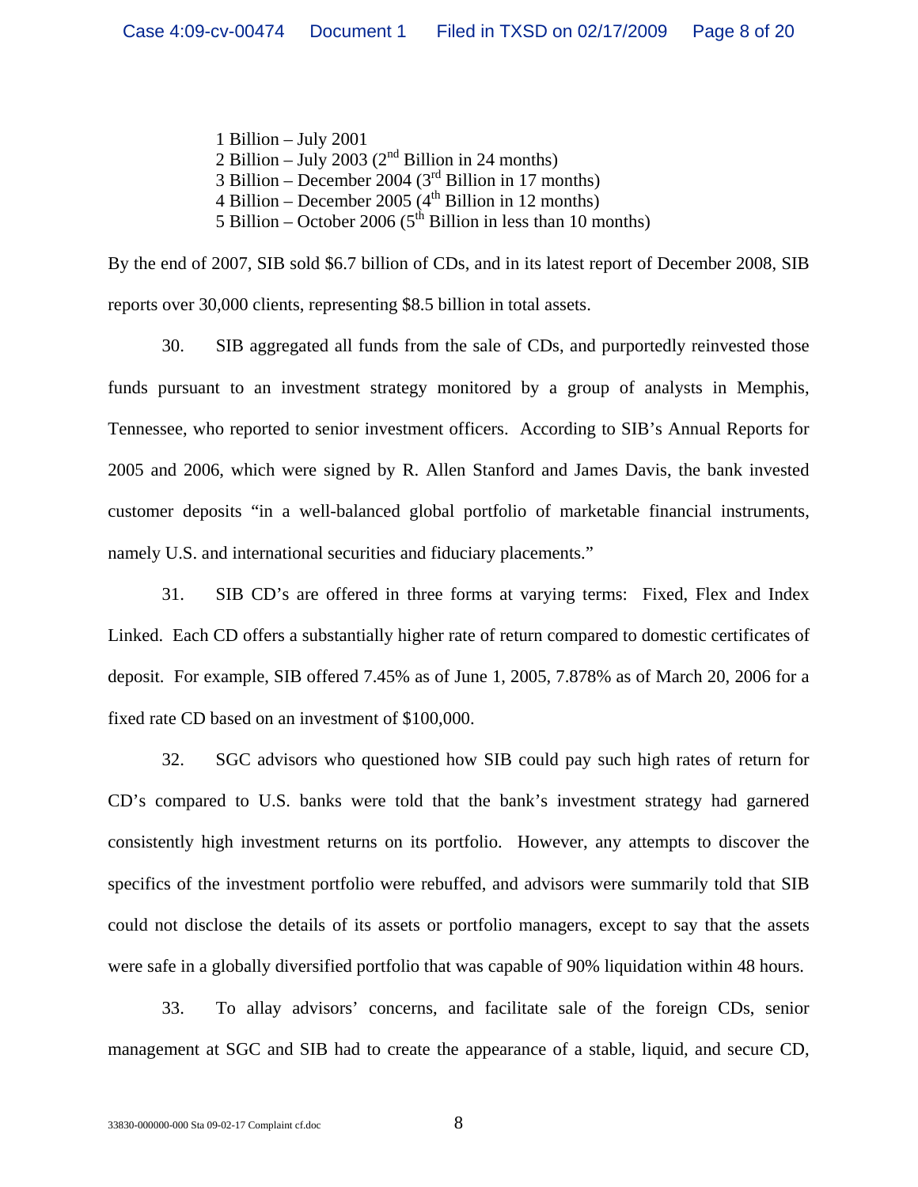1 Billion – July 2001
2 Billion – July 2003 (2nd Billion in 24 months)
3 Billion – December 2004 (3rd Billion in 17 months)
4 Billion – December 2005 (4th Billion in 12 months)
5 Billion – October 2006 (5th Billion in less than 10 months)

By the end of 2007, SIB sold $6.7 billion of CDs, and in its latest report of December 2008, SIB reports over 30,000 clients, representing $8.5 billion in total assets.

30. SIB aggregated all funds from the sale of CDs, and purportedly reinvested those funds pursuant to an investment strategy monitored by a group of analysts in Memphis, Tennessee, who reported to senior investment officers. According to SIB's Annual Reports for 2005 and 2006, which were signed by R. Allen Stanford and James Davis, the bank invested customer deposits "in a well-balanced global portfolio of marketable financial instruments, namely U.S. and international securities and fiduciary placements."

31. SIB CD's are offered in three forms at varying terms: Fixed, Flex and Index Linked. Each CD offers a substantially higher rate of return compared to domestic certificates of deposit. For example, SIB offered 7.45% as of June 1, 2005, 7.878% as of March 20, 2006 for a fixed rate CD based on an investment of $100,000.

32. SGC advisors who questioned how SIB could pay such high rates of return for CD's compared to U.S. banks were told that the bank's investment strategy had garnered consistently high investment returns on its portfolio. However, any attempts to discover the specifics of the investment portfolio were rebuffed, and advisors were summarily told that SIB could not disclose the details of its assets or portfolio managers, except to say that the assets were safe in a globally diversified portfolio that was capable of 90% liquidation within 48 hours.

33. To allay advisors' concerns, and facilitate sale of the foreign CDs, senior management at SGC and SIB had to create the appearance of a stable, liquid, and secure CD,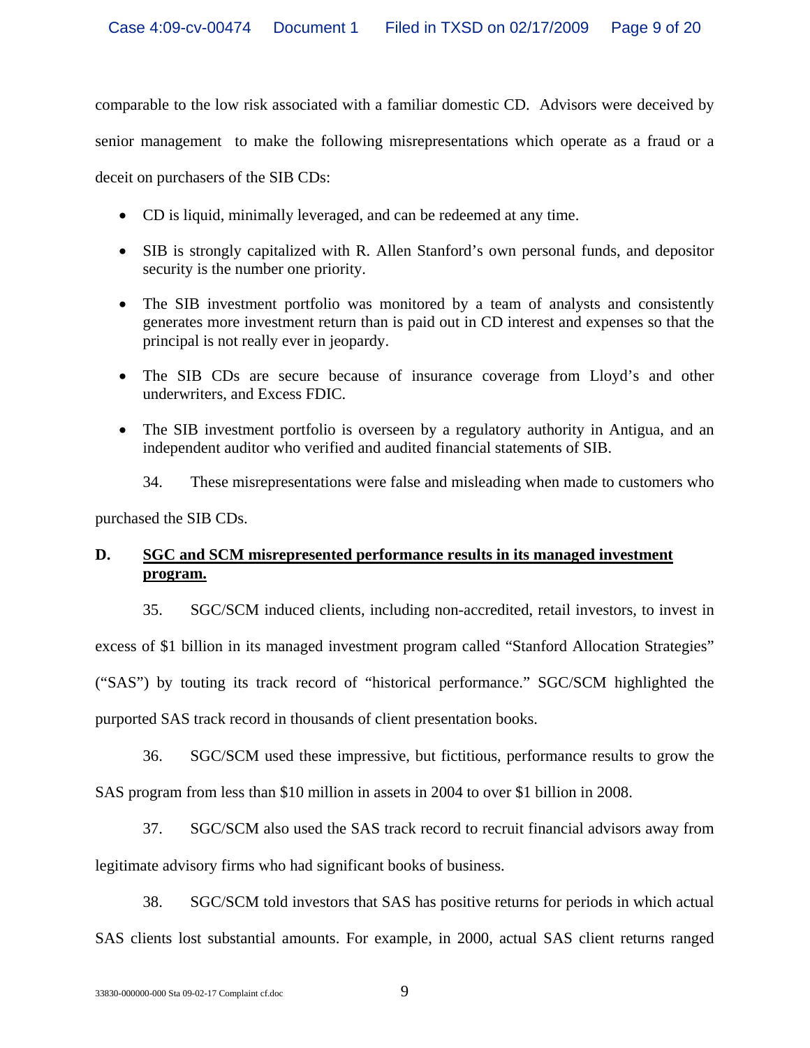comparable to the low risk associated with a familiar domestic CD. Advisors were deceived by senior management to make the following misrepresentations which operate as a fraud or a deceit on purchasers of the SIB CDs:

- CD is liquid, minimally leveraged, and can be redeemed at any time.
- SIB is strongly capitalized with R. Allen Stanford's own personal funds, and depositor security is the number one priority.
- The SIB investment portfolio was monitored by a team of analysts and consistently generates more investment return than is paid out in CD interest and expenses so that the principal is not really ever in jeopardy.
- The SIB CDs are secure because of insurance coverage from Lloyd's and other underwriters, and Excess FDIC.
- The SIB investment portfolio is overseen by a regulatory authority in Antigua, and an independent auditor who verified and audited financial statements of SIB.

34. These misrepresentations were false and misleading when made to customers who purchased the SIB CDs.

**D. <u>SGC and SCM misrepresented performance results in its managed investment program.</u>**

35. SGC/SCM induced clients, including non-accredited, retail investors, to invest in excess of $1 billion in its managed investment program called "Stanford Allocation Strategies" ("SAS") by touting its track record of "historical performance." SGC/SCM highlighted the purported SAS track record in thousands of client presentation books.

36. SGC/SCM used these impressive, but fictitious, performance results to grow the SAS program from less than $10 million in assets in 2004 to over $1 billion in 2008.

37. SGC/SCM also used the SAS track record to recruit financial advisors away from legitimate advisory firms who had significant books of business.

38. SGC/SCM told investors that SAS has positive returns for periods in which actual SAS clients lost substantial amounts. For example, in 2000, actual SAS client returns ranged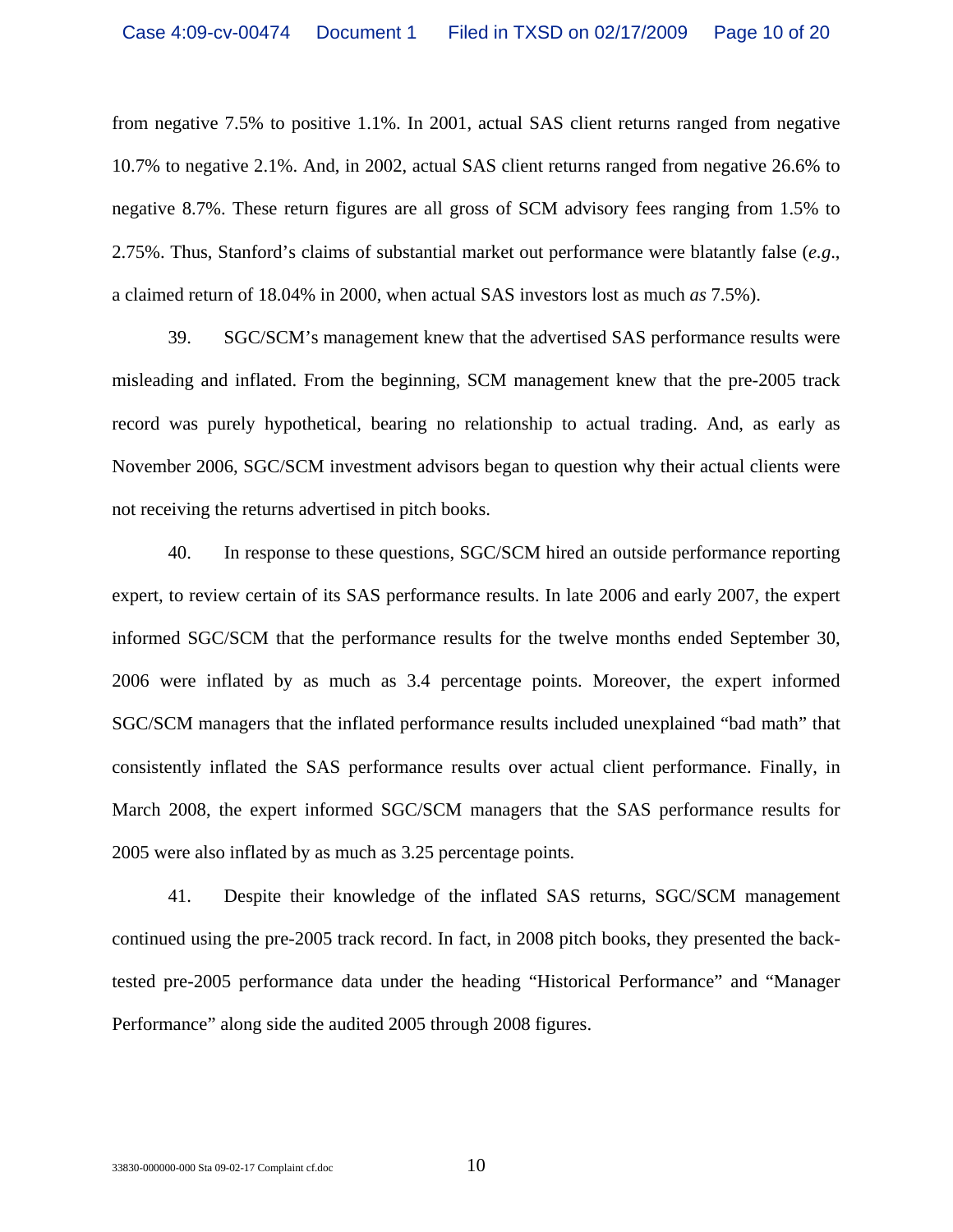from negative 7.5% to positive 1.1%. In 2001, actual SAS client returns ranged from negative 10.7% to negative 2.1%. And, in 2002, actual SAS client returns ranged from negative 26.6% to negative 8.7%. These return figures are all gross of SCM advisory fees ranging from 1.5% to 2.75%. Thus, Stanford's claims of substantial market out performance were blatantly false (*e.g*., a claimed return of 18.04% in 2000, when actual SAS investors lost as much *as* 7.5%).

39. SGC/SCM's management knew that the advertised SAS performance results were misleading and inflated. From the beginning, SCM management knew that the pre-2005 track record was purely hypothetical, bearing no relationship to actual trading. And, as early as November 2006, SGC/SCM investment advisors began to question why their actual clients were not receiving the returns advertised in pitch books.

40. In response to these questions, SGC/SCM hired an outside performance reporting expert, to review certain of its SAS performance results. In late 2006 and early 2007, the expert informed SGC/SCM that the performance results for the twelve months ended September 30, 2006 were inflated by as much as 3.4 percentage points. Moreover, the expert informed SGC/SCM managers that the inflated performance results included unexplained "bad math" that consistently inflated the SAS performance results over actual client performance. Finally, in March 2008, the expert informed SGC/SCM managers that the SAS performance results for 2005 were also inflated by as much as 3.25 percentage points.

41. Despite their knowledge of the inflated SAS returns, SGC/SCM management continued using the pre-2005 track record. In fact, in 2008 pitch books, they presented the back-tested pre-2005 performance data under the heading "Historical Performance" and "Manager Performance" along side the audited 2005 through 2008 figures.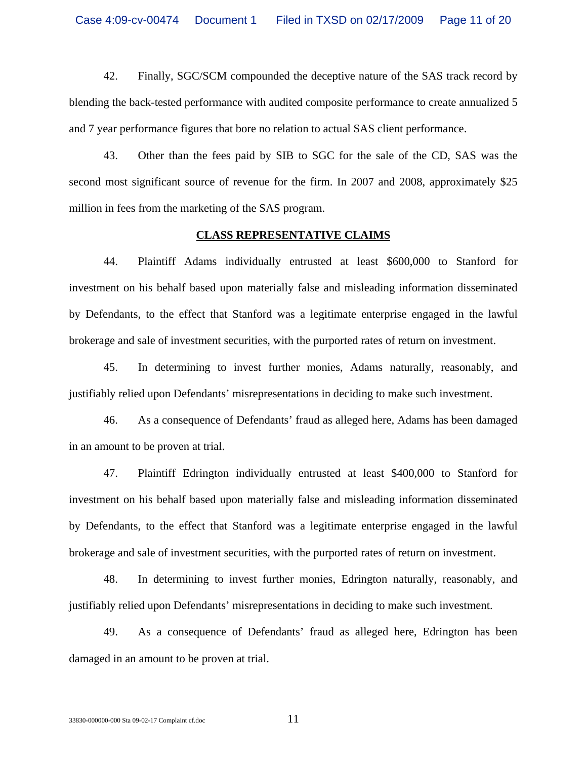42. Finally, SGC/SCM compounded the deceptive nature of the SAS track record by blending the back-tested performance with audited composite performance to create annualized 5 and 7 year performance figures that bore no relation to actual SAS client performance.

43. Other than the fees paid by SIB to SGC for the sale of the CD, SAS was the second most significant source of revenue for the firm. In 2007 and 2008, approximately $25 million in fees from the marketing of the SAS program.

**CLASS REPRESENTATIVE CLAIMS**

44. Plaintiff Adams individually entrusted at least $600,000 to Stanford for investment on his behalf based upon materially false and misleading information disseminated by Defendants, to the effect that Stanford was a legitimate enterprise engaged in the lawful brokerage and sale of investment securities, with the purported rates of return on investment.

45. In determining to invest further monies, Adams naturally, reasonably, and justifiably relied upon Defendants' misrepresentations in deciding to make such investment.

46. As a consequence of Defendants' fraud as alleged here, Adams has been damaged in an amount to be proven at trial.

47. Plaintiff Edrington individually entrusted at least $400,000 to Stanford for investment on his behalf based upon materially false and misleading information disseminated by Defendants, to the effect that Stanford was a legitimate enterprise engaged in the lawful brokerage and sale of investment securities, with the purported rates of return on investment.

48. In determining to invest further monies, Edrington naturally, reasonably, and justifiably relied upon Defendants' misrepresentations in deciding to make such investment.

49. As a consequence of Defendants' fraud as alleged here, Edrington has been damaged in an amount to be proven at trial.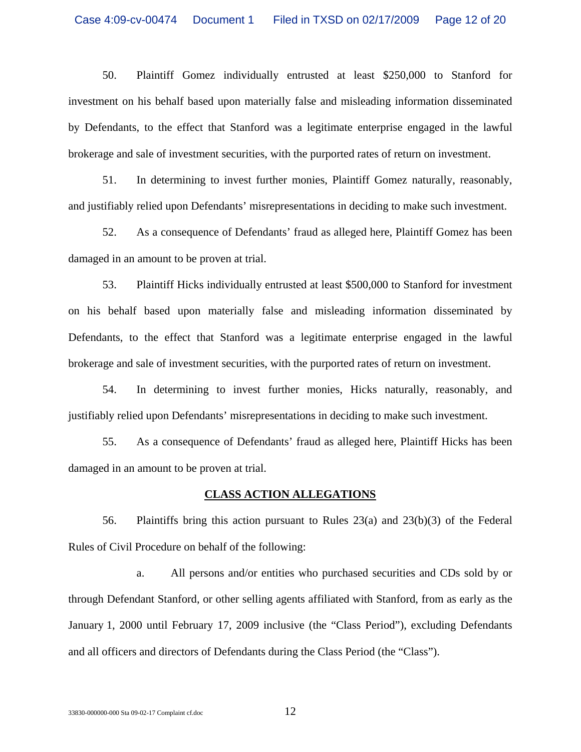50. Plaintiff Gomez individually entrusted at least $250,000 to Stanford for investment on his behalf based upon materially false and misleading information disseminated by Defendants, to the effect that Stanford was a legitimate enterprise engaged in the lawful brokerage and sale of investment securities, with the purported rates of return on investment.

51. In determining to invest further monies, Plaintiff Gomez naturally, reasonably, and justifiably relied upon Defendants' misrepresentations in deciding to make such investment.

52. As a consequence of Defendants' fraud as alleged here, Plaintiff Gomez has been damaged in an amount to be proven at trial.

53. Plaintiff Hicks individually entrusted at least $500,000 to Stanford for investment on his behalf based upon materially false and misleading information disseminated by Defendants, to the effect that Stanford was a legitimate enterprise engaged in the lawful brokerage and sale of investment securities, with the purported rates of return on investment.

54. In determining to invest further monies, Hicks naturally, reasonably, and justifiably relied upon Defendants' misrepresentations in deciding to make such investment.

55. As a consequence of Defendants' fraud as alleged here, Plaintiff Hicks has been damaged in an amount to be proven at trial.

## CLASS ACTION ALLEGATIONS

56. Plaintiffs bring this action pursuant to Rules 23(a) and 23(b)(3) of the Federal Rules of Civil Procedure on behalf of the following:

a. All persons and/or entities who purchased securities and CDs sold by or through Defendant Stanford, or other selling agents affiliated with Stanford, from as early as the January 1, 2000 until February 17, 2009 inclusive (the "Class Period"), excluding Defendants and all officers and directors of Defendants during the Class Period (the "Class").

33830-000000-000 Sta 09-02-17 Complaint cf.doc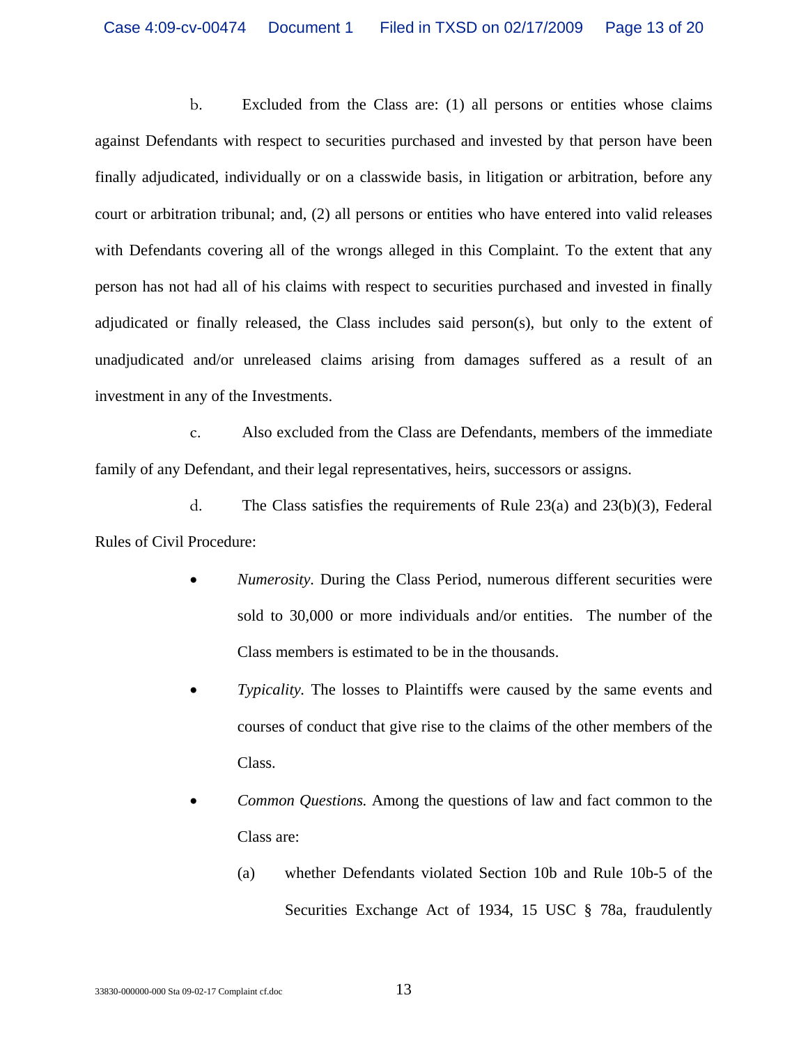b. Excluded from the Class are: (1) all persons or entities whose claims against Defendants with respect to securities purchased and invested by that person have been finally adjudicated, individually or on a classwide basis, in litigation or arbitration, before any court or arbitration tribunal; and, (2) all persons or entities who have entered into valid releases with Defendants covering all of the wrongs alleged in this Complaint. To the extent that any person has not had all of his claims with respect to securities purchased and invested in finally adjudicated or finally released, the Class includes said person(s), but only to the extent of unadjudicated and/or unreleased claims arising from damages suffered as a result of an investment in any of the Investments.

c. Also excluded from the Class are Defendants, members of the immediate family of any Defendant, and their legal representatives, heirs, successors or assigns.

d. The Class satisfies the requirements of Rule 23(a) and 23(b)(3), Federal Rules of Civil Procedure:

- *Numerosity*. During the Class Period, numerous different securities were sold to 30,000 or more individuals and/or entities. The number of the Class members is estimated to be in the thousands.
- *Typicality*. The losses to Plaintiffs were caused by the same events and courses of conduct that give rise to the claims of the other members of the Class.
- *Common Questions.* Among the questions of law and fact common to the Class are:
  - (a) whether Defendants violated Section 10b and Rule 10b-5 of the Securities Exchange Act of 1934, 15 USC § 78a, fraudulently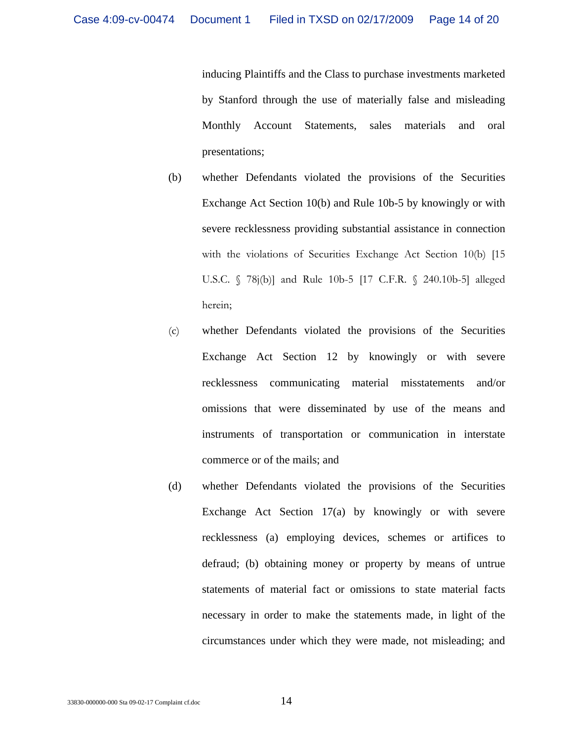inducing Plaintiffs and the Class to purchase investments marketed by Stanford through the use of materially false and misleading Monthly Account Statements, sales materials and oral presentations;

(b) whether Defendants violated the provisions of the Securities Exchange Act Section 10(b) and Rule 10b-5 by knowingly or with severe recklessness providing substantial assistance in connection with the violations of Securities Exchange Act Section 10(b) [15 U.S.C. § 78j(b)] and Rule 10b-5 [17 C.F.R. § 240.10b-5] alleged herein;

(c) whether Defendants violated the provisions of the Securities Exchange Act Section 12 by knowingly or with severe recklessness communicating material misstatements and/or omissions that were disseminated by use of the means and instruments of transportation or communication in interstate commerce or of the mails; and

(d) whether Defendants violated the provisions of the Securities Exchange Act Section 17(a) by knowingly or with severe recklessness (a) employing devices, schemes or artifices to defraud; (b) obtaining money or property by means of untrue statements of material fact or omissions to state material facts necessary in order to make the statements made, in light of the circumstances under which they were made, not misleading; and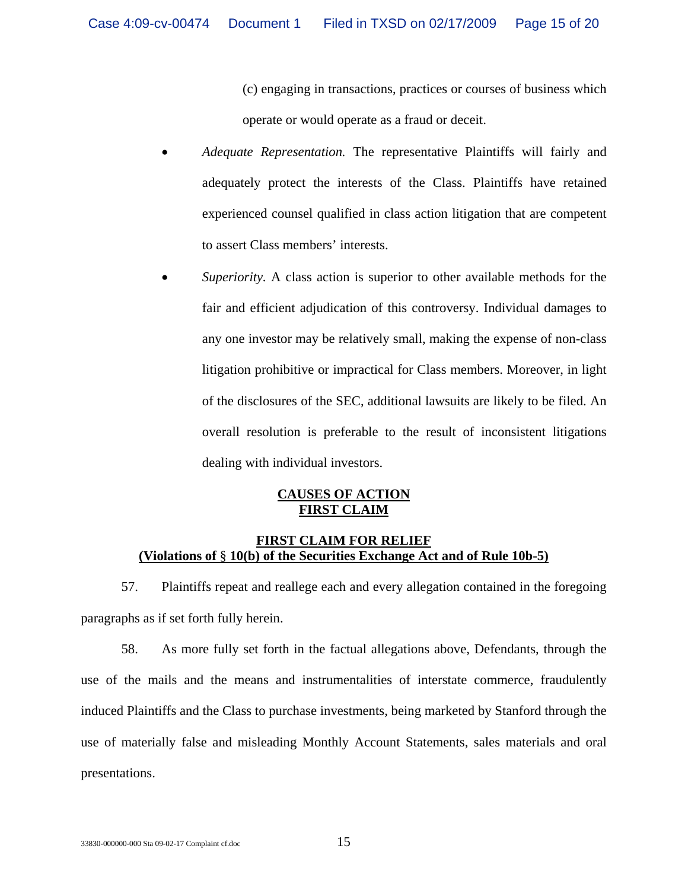(c) engaging in transactions, practices or courses of business which operate or would operate as a fraud or deceit.

- *Adequate Representation.* The representative Plaintiffs will fairly and adequately protect the interests of the Class. Plaintiffs have retained experienced counsel qualified in class action litigation that are competent to assert Class members' interests.

- *Superiority*. A class action is superior to other available methods for the fair and efficient adjudication of this controversy. Individual damages to any one investor may be relatively small, making the expense of non-class litigation prohibitive or impractical for Class members. Moreover, in light of the disclosures of the SEC, additional lawsuits are likely to be filed. An overall resolution is preferable to the result of inconsistent litigations dealing with individual investors.

## CAUSES OF ACTION
## FIRST CLAIM

### FIRST CLAIM FOR RELIEF
### (Violations of § 10(b) of the Securities Exchange Act and of Rule 10b-5)

57. Plaintiffs repeat and reallege each and every allegation contained in the foregoing paragraphs as if set forth fully herein.

58. As more fully set forth in the factual allegations above, Defendants, through the use of the mails and the means and instrumentalities of interstate commerce, fraudulently induced Plaintiffs and the Class to purchase investments, being marketed by Stanford through the use of materially false and misleading Monthly Account Statements, sales materials and oral presentations.

33830-000000-000 Sta 09-02-17 Complaint cf.doc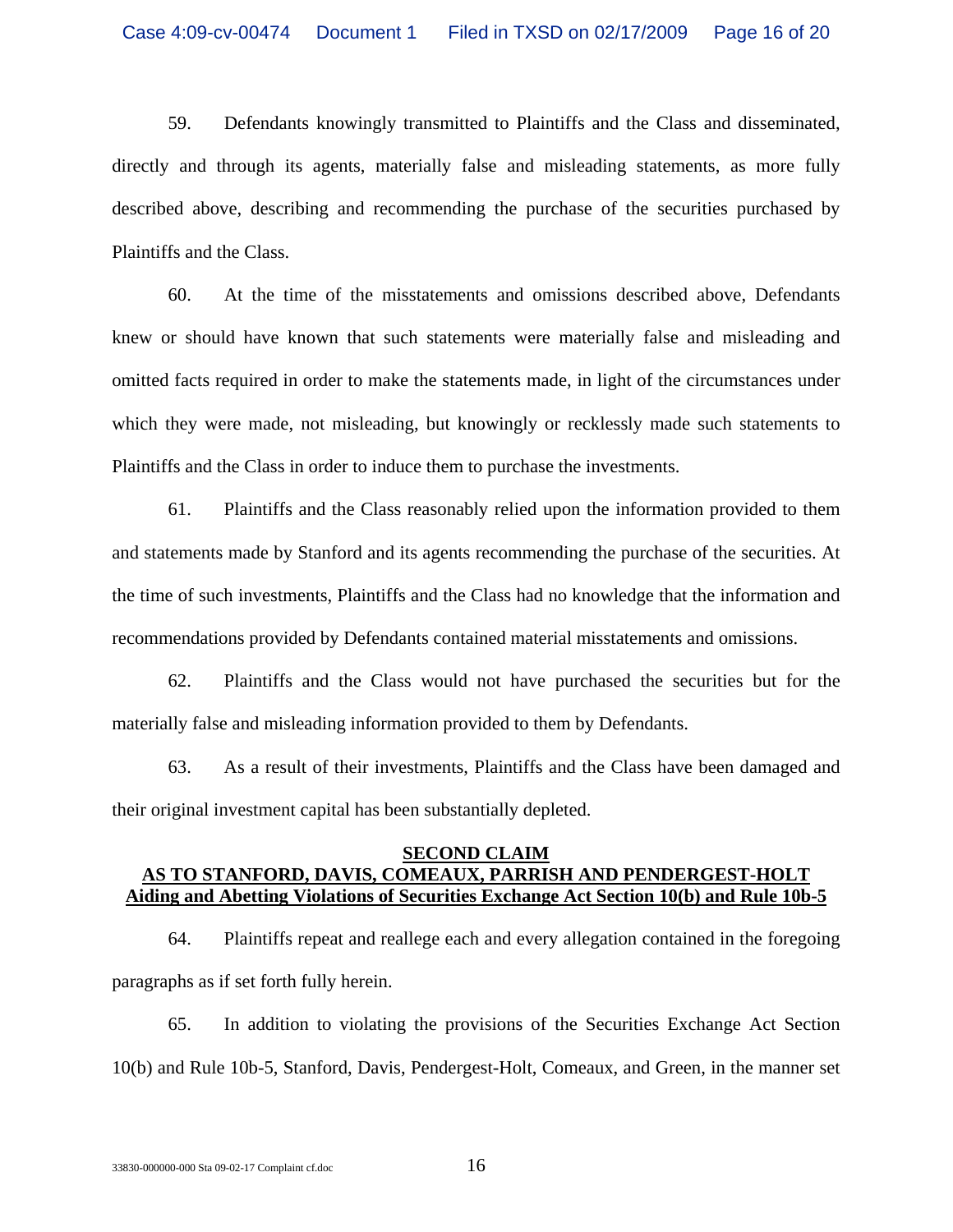59. Defendants knowingly transmitted to Plaintiffs and the Class and disseminated, directly and through its agents, materially false and misleading statements, as more fully described above, describing and recommending the purchase of the securities purchased by Plaintiffs and the Class.

60. At the time of the misstatements and omissions described above, Defendants knew or should have known that such statements were materially false and misleading and omitted facts required in order to make the statements made, in light of the circumstances under which they were made, not misleading, but knowingly or recklessly made such statements to Plaintiffs and the Class in order to induce them to purchase the investments.

61. Plaintiffs and the Class reasonably relied upon the information provided to them and statements made by Stanford and its agents recommending the purchase of the securities. At the time of such investments, Plaintiffs and the Class had no knowledge that the information and recommendations provided by Defendants contained material misstatements and omissions.

62. Plaintiffs and the Class would not have purchased the securities but for the materially false and misleading information provided to them by Defendants.

63. As a result of their investments, Plaintiffs and the Class have been damaged and their original investment capital has been substantially depleted.

**SECOND CLAIM**
**AS TO STANFORD, DAVIS, COMEAUX, PARRISH AND PENDERGEST-HOLT**
**Aiding and Abetting Violations of Securities Exchange Act Section 10(b) and Rule 10b-5**

64. Plaintiffs repeat and reallege each and every allegation contained in the foregoing paragraphs as if set forth fully herein.

65. In addition to violating the provisions of the Securities Exchange Act Section 10(b) and Rule 10b-5, Stanford, Davis, Pendergest-Holt, Comeaux, and Green, in the manner set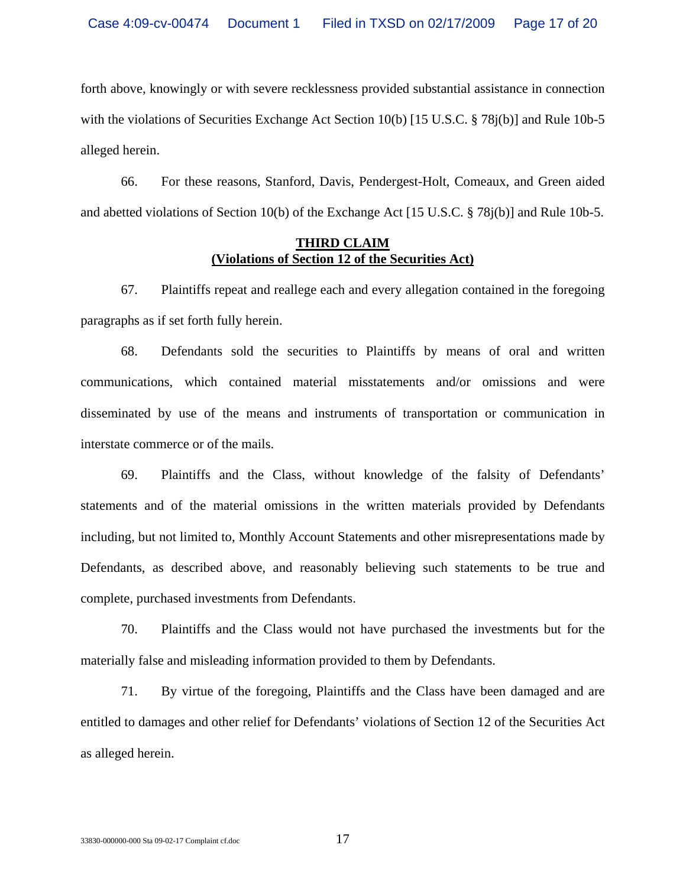forth above, knowingly or with severe recklessness provided substantial assistance in connection with the violations of Securities Exchange Act Section 10(b) [15 U.S.C. § 78j(b)] and Rule 10b-5 alleged herein.

66. For these reasons, Stanford, Davis, Pendergest-Holt, Comeaux, and Green aided and abetted violations of Section 10(b) of the Exchange Act [15 U.S.C. § 78j(b)] and Rule 10b-5.

**THIRD CLAIM**
**(Violations of Section 12 of the Securities Act)**

67. Plaintiffs repeat and reallege each and every allegation contained in the foregoing paragraphs as if set forth fully herein.

68. Defendants sold the securities to Plaintiffs by means of oral and written communications, which contained material misstatements and/or omissions and were disseminated by use of the means and instruments of transportation or communication in interstate commerce or of the mails.

69. Plaintiffs and the Class, without knowledge of the falsity of Defendants' statements and of the material omissions in the written materials provided by Defendants including, but not limited to, Monthly Account Statements and other misrepresentations made by Defendants, as described above, and reasonably believing such statements to be true and complete, purchased investments from Defendants.

70. Plaintiffs and the Class would not have purchased the investments but for the materially false and misleading information provided to them by Defendants.

71. By virtue of the foregoing, Plaintiffs and the Class have been damaged and are entitled to damages and other relief for Defendants' violations of Section 12 of the Securities Act as alleged herein.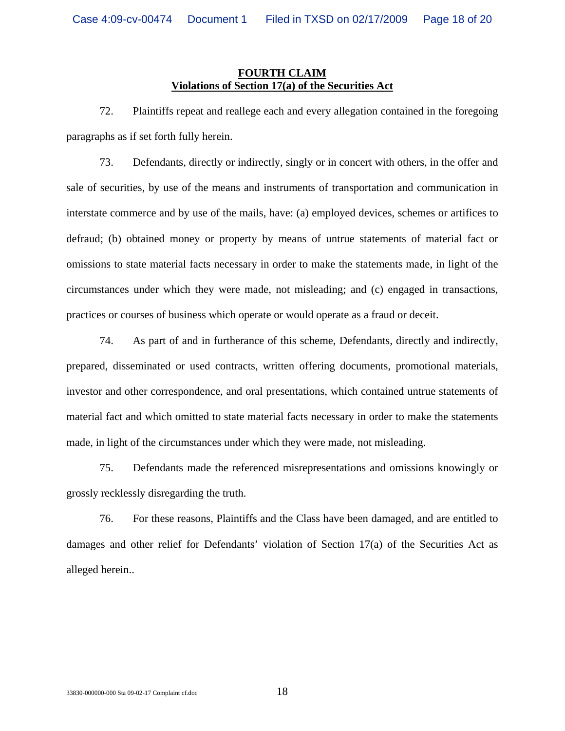**FOURTH CLAIM**
**Violations of Section 17(a) of the Securities Act**

72. Plaintiffs repeat and reallege each and every allegation contained in the foregoing paragraphs as if set forth fully herein.

73. Defendants, directly or indirectly, singly or in concert with others, in the offer and sale of securities, by use of the means and instruments of transportation and communication in interstate commerce and by use of the mails, have: (a) employed devices, schemes or artifices to defraud; (b) obtained money or property by means of untrue statements of material fact or omissions to state material facts necessary in order to make the statements made, in light of the circumstances under which they were made, not misleading; and (c) engaged in transactions, practices or courses of business which operate or would operate as a fraud or deceit.

74. As part of and in furtherance of this scheme, Defendants, directly and indirectly, prepared, disseminated or used contracts, written offering documents, promotional materials, investor and other correspondence, and oral presentations, which contained untrue statements of material fact and which omitted to state material facts necessary in order to make the statements made, in light of the circumstances under which they were made, not misleading.

75. Defendants made the referenced misrepresentations and omissions knowingly or grossly recklessly disregarding the truth.

76. For these reasons, Plaintiffs and the Class have been damaged, and are entitled to damages and other relief for Defendants' violation of Section 17(a) of the Securities Act as alleged herein..

33830-000000-000 Sta 09-02-17 Complaint cf.doc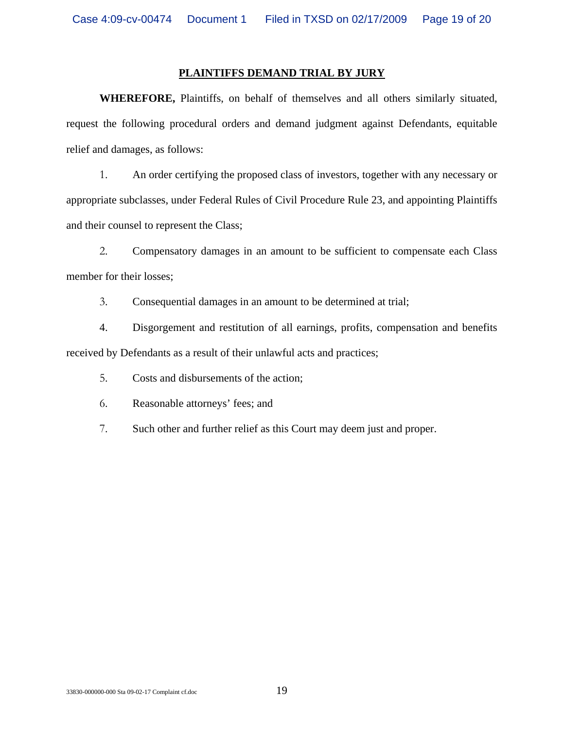## PLAINTIFFS DEMAND TRIAL BY JURY

**WHEREFORE,** Plaintiffs, on behalf of themselves and all others similarly situated, request the following procedural orders and demand judgment against Defendants, equitable relief and damages, as follows:

1. An order certifying the proposed class of investors, together with any necessary or appropriate subclasses, under Federal Rules of Civil Procedure Rule 23, and appointing Plaintiffs and their counsel to represent the Class;

2. Compensatory damages in an amount to be sufficient to compensate each Class member for their losses;

3. Consequential damages in an amount to be determined at trial;

4. Disgorgement and restitution of all earnings, profits, compensation and benefits received by Defendants as a result of their unlawful acts and practices;

5. Costs and disbursements of the action;

6. Reasonable attorneys' fees; and

7. Such other and further relief as this Court may deem just and proper.

33830-000000-000 Sta 09-02-17 Complaint cf.doc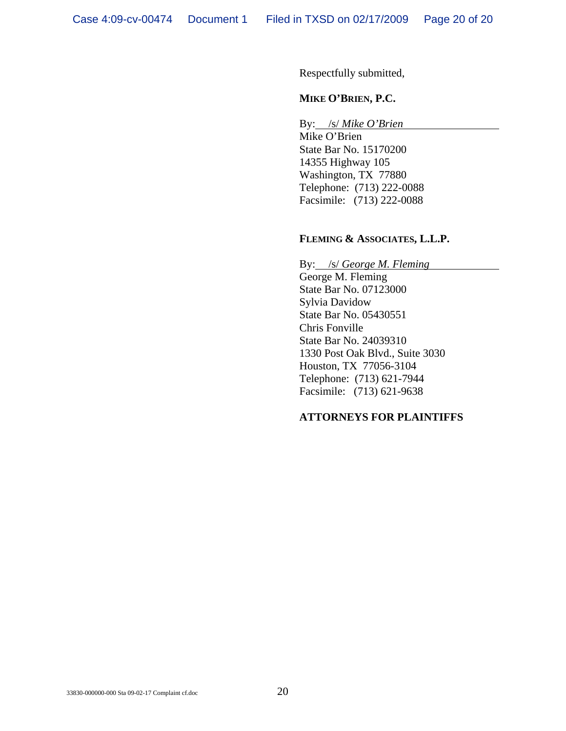Respectfully submitted,

**MIKE O'BRIEN, P.C.**

By: /s/ *Mike O'Brien*
Mike O'Brien
State Bar No. 15170200
14355 Highway 105
Washington, TX 77880
Telephone: (713) 222-0088
Facsimile: (713) 222-0088

**FLEMING & ASSOCIATES, L.L.P.**

By: /s/ *George M. Fleming*
George M. Fleming
State Bar No. 07123000
Sylvia Davidow
State Bar No. 05430551
Chris Fonville
State Bar No. 24039310
1330 Post Oak Blvd., Suite 3030
Houston, TX 77056-3104
Telephone: (713) 621-7944
Facsimile: (713) 621-9638

**ATTORNEYS FOR PLAINTIFFS**

33830-000000-000 Sta 09-02-17 Complaint cf.doc